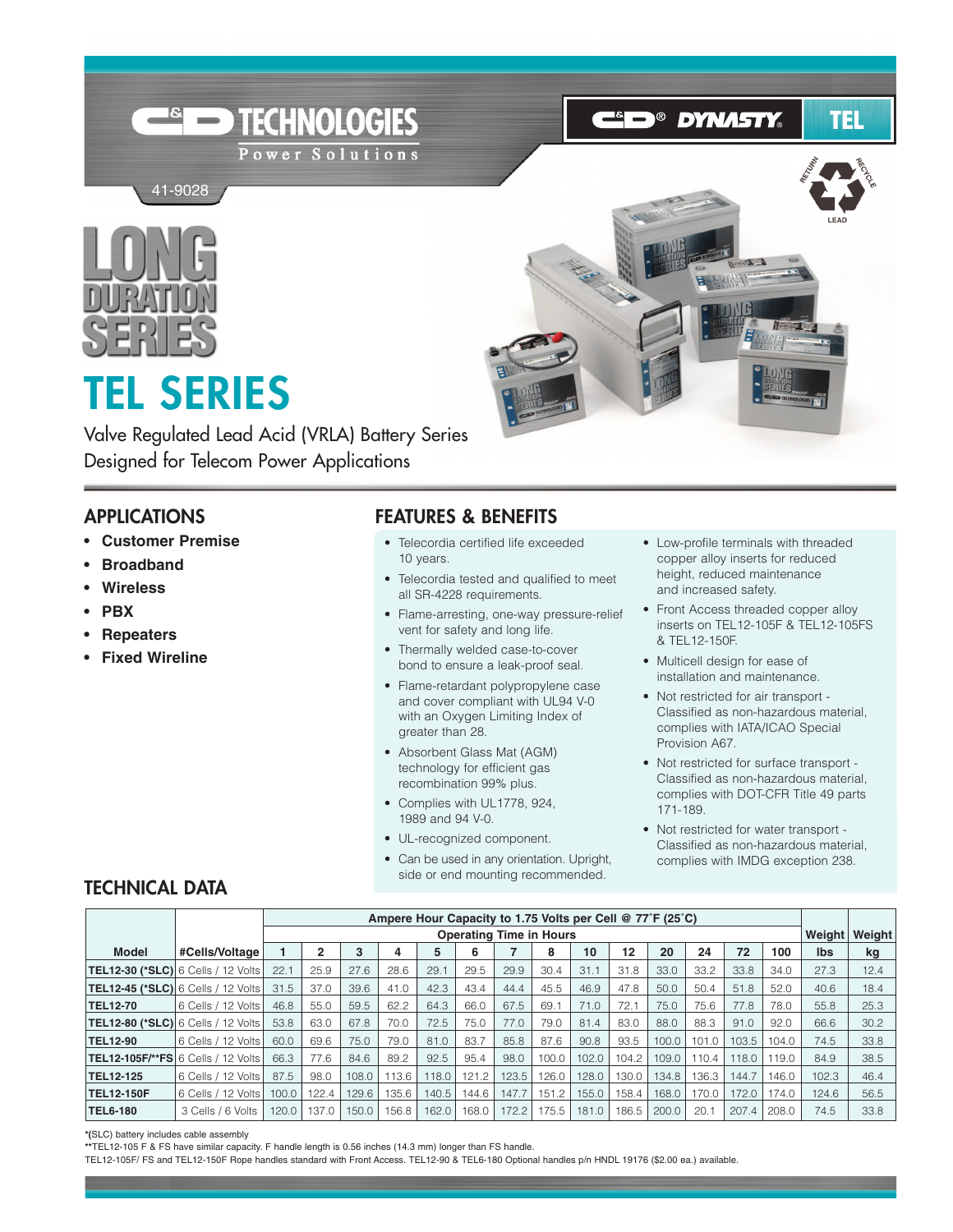C&D TECHNOLOGIES

Power Solutions

C&D® DYNASTY® TEL

41-9028

# LONG DURATION SERIES

# TEL SERIES

Valve Regulated Lead Acid (VRLA) Battery Series
Designed for Telecom Power Applications

## APPLICATIONS

- **Customer Premise**
- **Broadband**
- **Wireless**
- **PBX**
- **Repeaters**
- **Fixed Wireline**

## FEATURES & BENEFITS

- Telecordia certified life exceeded 10 years.
- Telecordia tested and qualified to meet all SR-4228 requirements.
- Flame-arresting, one-way pressure-relief vent for safety and long life.
- Thermally welded case-to-cover bond to ensure a leak-proof seal.
- Flame-retardant polypropylene case and cover compliant with UL94 V-0 with an Oxygen Limiting Index of greater than 28.
- Absorbent Glass Mat (AGM) technology for efficient gas recombination 99% plus.
- Complies with UL1778, 924, 1989 and 94 V-0.
- UL-recognized component.
- Can be used in any orientation. Upright, side or end mounting recommended.
- Low-profile terminals with threaded copper alloy inserts for reduced height, reduced maintenance and increased safety.
- Front Access threaded copper alloy inserts on TEL12-105F & TEL12-105FS & TEL12-150F.
- Multicell design for ease of installation and maintenance.
- Not restricted for air transport - Classified as non-hazardous material, complies with IATA/ICAO Special Provision A67.
- Not restricted for surface transport - Classified as non-hazardous material, complies with DOT-CFR Title 49 parts 171-189.
- Not restricted for water transport - Classified as non-hazardous material, complies with IMDG exception 238.

## TECHNICAL DATA

| | | Ampere Hour Capacity to 1.75 Volts per Cell @ 77˚F (25˚C) | | | | | | | | | | | | | | Weight | Weight |
|---|---|---|---|---|---|---|---|---|---|---|---|---|---|---|---|---|---|
| | | Operating Time in Hours | | | | | | | | | | | | | | | |
| **Model** | **#Cells/Voltage** | **1** | **2** | **3** | **4** | **5** | **6** | **7** | **8** | **10** | **12** | **20** | **24** | **72** | **100** | **lbs** | **kg** |
| **TEL12-30 (*SLC)** | 6 Cells / 12 Volts | 22.1 | 25.9 | 27.6 | 28.6 | 29.1 | 29.5 | 29.9 | 30.4 | 31.1 | 31.8 | 33.0 | 33.2 | 33.8 | 34.0 | 27.3 | 12.4 |
| **TEL12-45 (*SLC)** | 6 Cells / 12 Volts | 31.5 | 37.0 | 39.6 | 41.0 | 42.3 | 43.4 | 44.4 | 45.5 | 46.9 | 47.8 | 50.0 | 50.4 | 51.8 | 52.0 | 40.6 | 18.4 |
| **TEL12-70** | 6 Cells / 12 Volts | 46.8 | 55.0 | 59.5 | 62.2 | 64.3 | 66.0 | 67.5 | 69.1 | 71.0 | 72.1 | 75.0 | 75.6 | 77.8 | 78.0 | 55.8 | 25.3 |
| **TEL12-80 (*SLC)** | 6 Cells / 12 Volts | 53.8 | 63.0 | 67.8 | 70.0 | 72.5 | 75.0 | 77.0 | 79.0 | 81.4 | 83.0 | 88.0 | 88.3 | 91.0 | 92.0 | 66.6 | 30.2 |
| **TEL12-90** | 6 Cells / 12 Volts | 60.0 | 69.6 | 75.0 | 79.0 | 81.0 | 83.7 | 85.8 | 87.6 | 90.8 | 93.5 | 100.0 | 101.0 | 103.5 | 104.0 | 74.5 | 33.8 |
| **TEL12-105F/**FS** | 6 Cells / 12 Volts | 66.3 | 77.6 | 84.6 | 89.2 | 92.5 | 95.4 | 98.0 | 100.0 | 102.0 | 104.2 | 109.0 | 110.4 | 118.0 | 119.0 | 84.9 | 38.5 |
| **TEL12-125** | 6 Cells / 12 Volts | 87.5 | 98.0 | 108.0 | 113.6 | 118.0 | 121.2 | 123.5 | 126.0 | 128.0 | 130.0 | 134.8 | 136.3 | 144.7 | 146.0 | 102.3 | 46.4 |
| **TEL12-150F** | 6 Cells / 12 Volts | 100.0 | 122.4 | 129.6 | 135.6 | 140.5 | 144.6 | 147.7 | 151.2 | 155.0 | 158.4 | 168.0 | 170.0 | 172.0 | 174.0 | 124.6 | 56.5 |
| **TEL6-180** | 3 Cells / 6 Volts | 120.0 | 137.0 | 150.0 | 156.8 | 162.0 | 168.0 | 172.2 | 175.5 | 181.0 | 186.5 | 200.0 | 20.1 | 207.4 | 208.0 | 74.5 | 33.8 |

*(SLC) battery includes cable assembly

**TEL12-105 F & FS have similar capacity. F handle length is 0.56 inches (14.3 mm) longer than FS handle.

TEL12-105F/ FS and TEL12-150F Rope handles standard with Front Access. TEL12-90 & TEL6-180 Optional handles p/n HNDL 19176 ($2.00 ea.) available.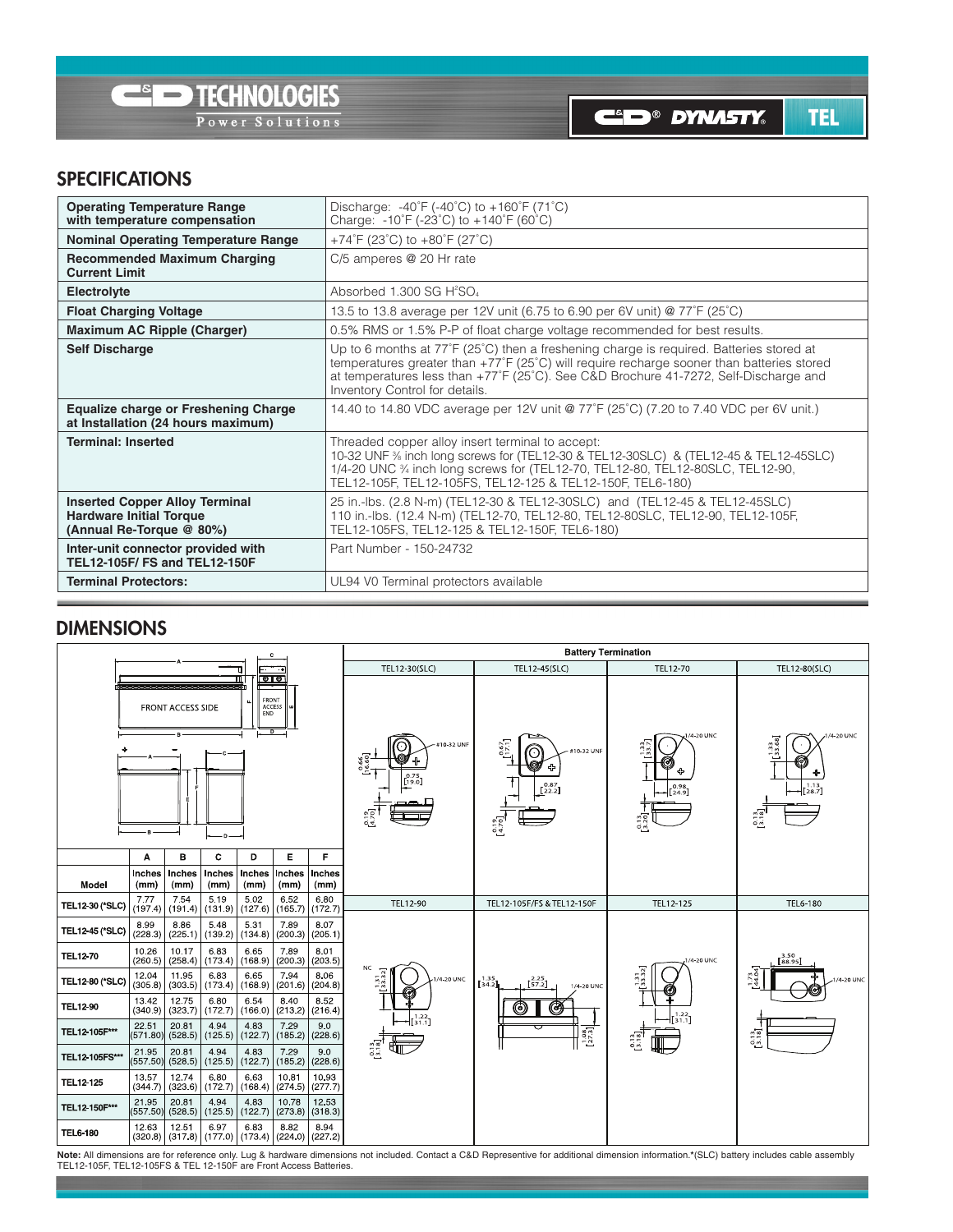## SPECIFICATIONS

| | |
|---|---|
| **Operating Temperature Range with temperature compensation** | Discharge: -40˚F (-40˚C) to +160˚F (71˚C)<br>Charge: -10˚F (-23˚C) to +140˚F (60˚C) |
| **Nominal Operating Temperature Range** | +74˚F (23˚C) to +80˚F (27˚C) |
| **Recommended Maximum Charging Current Limit** | C/5 amperes @ 20 Hr rate |
| **Electrolyte** | Absorbed 1.300 SG $H_2SO_4$ |
| **Float Charging Voltage** | 13.5 to 13.8 average per 12V unit (6.75 to 6.90 per 6V unit) @ 77˚F (25˚C) |
| **Maximum AC Ripple (Charger)** | 0.5% RMS or 1.5% P-P of float charge voltage recommended for best results. |
| **Self Discharge** | Up to 6 months at 77˚F (25˚C) then a freshening charge is required. Batteries stored at temperatures greater than +77˚F (25˚C) will require recharge sooner than batteries stored at temperatures less than +77˚F (25˚C). See C&D Brochure 41-7272, Self-Discharge and Inventory Control for details. |
| **Equalize charge or Freshening Charge at Installation (24 hours maximum)** | 14.40 to 14.80 VDC average per 12V unit @ 77˚F (25˚C) (7.20 to 7.40 VDC per 6V unit.) |
| **Terminal: Inserted** | Threaded copper alloy insert terminal to accept:<br>10-32 UNF ⅜ inch long screws for (TEL12-30 & TEL12-30SLC) & (TEL12-45 & TEL12-45SLC)<br>1/4-20 UNC ¾ inch long screws for (TEL12-70, TEL12-80, TEL12-80SLC, TEL12-90, TEL12-105F, TEL12-105FS, TEL12-125 & TEL12-150F, TEL6-180) |
| **Inserted Copper Alloy Terminal Hardware Initial Torque (Annual Re-Torque @ 80%)** | 25 in.-lbs. (2.8 N-m) (TEL12-30 & TEL12-30SLC) and (TEL12-45 & TEL12-45SLC)<br>110 in.-lbs. (12.4 N-m) (TEL12-70, TEL12-80, TEL12-80SLC, TEL12-90, TEL12-105F, TEL12-105FS, TEL12-125 & TEL12-150F, TEL6-180) |
| **Inter-unit connector provided with TEL12-105F/ FS and TEL12-150F** | Part Number - 150-24732 |
| **Terminal Protectors:** | UL94 V0 Terminal protectors available |

## DIMENSIONS

| Model | A Inches (mm) | B Inches (mm) | C Inches (mm) | D Inches (mm) | E Inches (mm) | F Inches (mm) |
|---|---|---|---|---|---|---|
| TEL12-30 (*SLC) | 7.77 (197.4) | 7.54 (191.4) | 5.19 (131.9) | 5.02 (127.6) | 6.52 (165.7) | 6.80 (172.7) |
| TEL12-45 (*SLC) | 8.99 (228.3) | 8.86 (225.1) | 5.48 (139.2) | 5.31 (134.8) | 7.89 (200.3) | 8.07 (205.1) |
| TEL12-70 | 10.26 (260.5) | 10.17 (258.4) | 6.83 (173.4) | 6.65 (168.9) | 7.89 (200.3) | 8.01 (203.5) |
| TEL12-80 (*SLC) | 12.04 (305.8) | 11.95 (303.5) | 6.83 (173.4) | 6.65 (168.9) | 7.94 (201.6) | 8.06 (204.8) |
| TEL12-90 | 13.42 (340.9) | 12.75 (323.7) | 6.80 (172.7) | 6.54 (166.0) | 8.40 (213.2) | 8.52 (216.4) |
| TEL12-105F*** | 22.51 (571.80) | 20.81 (528.5) | 4.94 (125.5) | 4.83 (122.7) | 7.29 (185.2) | 9.0 (228.6) |
| TEL12-105FS*** | 21.95 (557.50) | 20.81 (528.5) | 4.94 (125.5) | 4.83 (122.7) | 7.29 (185.2) | 9.0 (228.6) |
| TEL12-125 | 13.57 (344.7) | 12.74 (323.6) | 6.80 (172.7) | 6.63 (168.4) | 10.81 (274.5) | 10.93 (277.7) |
| TEL12-150F*** | 21.95 (557.50) | 20.81 (528.5) | 4.94 (125.5) | 4.83 (122.7) | 10.78 (273.8) | 12.53 (318.3) |
| TEL6-180 | 12.63 (320.8) | 12.51 (317.8) | 6.97 (177.0) | 6.83 (173.4) | 8.82 (224.0) | 8.94 (227.2) |

**Battery Termination**

TEL12-30(SLC) — #10-32 UNF, 0.66 [16.60], 0.75 [19.0], 0.19 [4.70]

TEL12-45(SLC) — #10-32 UNF, 0.67 [17.1], 0.87 [22.2], 0.19 [4.70]

TEL12-70 — 1/4-20 UNC, 1.33 [33.7], 0.98 [24.9], 0.13 [3.20]

TEL12-80(SLC) — 1/4-20 UNC, 1.33 [33.68], 1.13 [28.7], 0.13 [3.18]

TEL12-90 — NC, 1/4-20 UNC, 1.31 [33.32], 1.22 [31.1], 0.13 [3.18]

TEL12-105F/FS & TEL12-150F — 1/4-20 UNC, 1.35 [34.2], 2.25 [57.2], 1.08 [27.3]

TEL12-125 — 1/4-20 UNC, 1.31 [33.32], 1.22 [31.1], 0.13 [3.18]

TEL6-180 — 1/4-20 UNC, 3.50 [88.95], 1.73 [44.04], 0.13 [3.18]

**Note:** All dimensions are for reference only. Lug & hardware dimensions not included. Contact a C&D Representive for additional dimension information.*(SLC) battery includes cable assembly TEL12-105F, TEL12-105FS & TEL 12-150F are Front Access Batteries.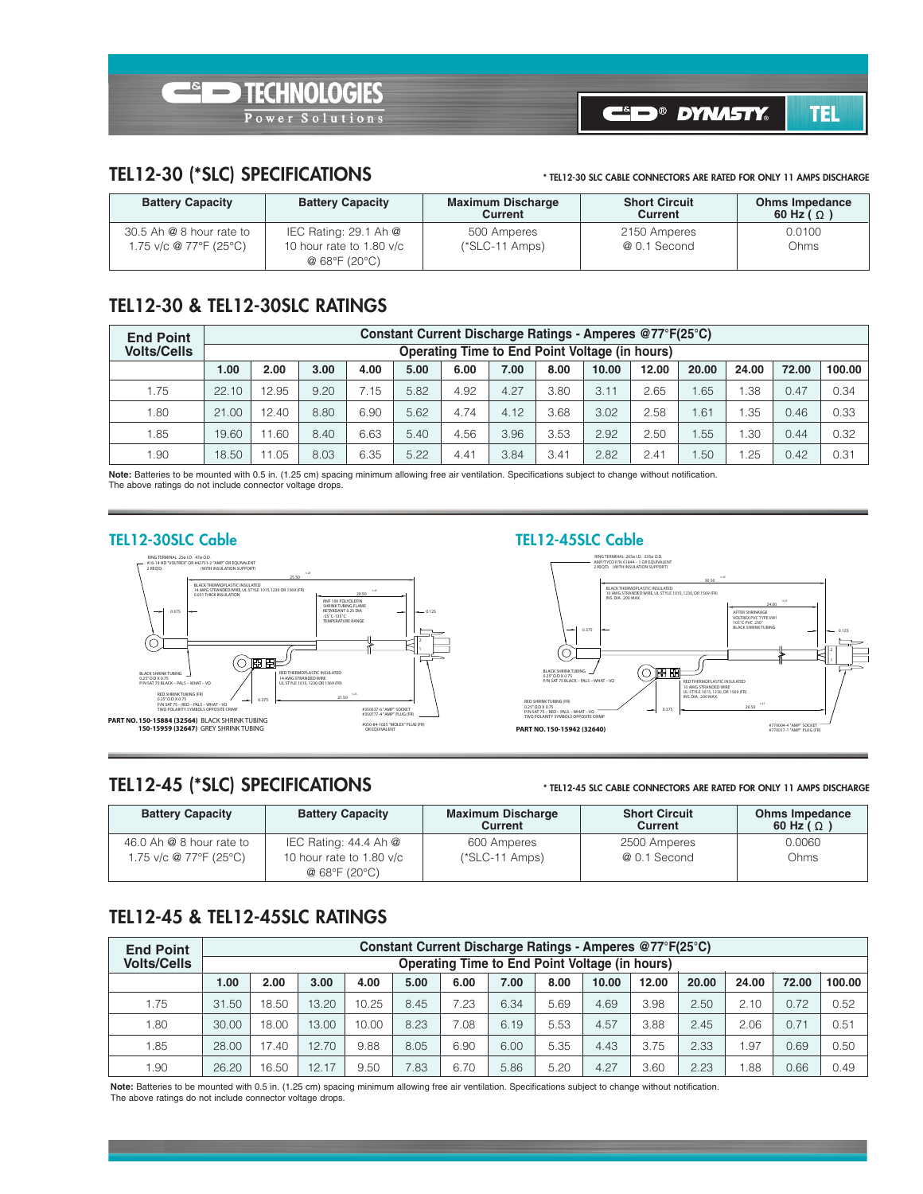## TEL12-30 (*SLC) SPECIFICATIONS

**\* TEL12-30 SLC CABLE CONNECTORS ARE RATED FOR ONLY 11 AMPS DISCHARGE**

| Battery Capacity | Battery Capacity | Maximum Discharge Current | Short Circuit Current | Ohms Impedance 60 Hz ( Ω ) |
|---|---|---|---|---|
| 30.5 Ah @ 8 hour rate to 1.75 v/c @ 77°F (25°C) | IEC Rating: 29.1 Ah @ 10 hour rate to 1.80 v/c @ 68°F (20°C) | 500 Amperes (*SLC-11 Amps) | 2150 Amperes @ 0.1 Second | 0.0100 Ohms |

## TEL12-30 & TEL12-30SLC RATINGS

| End Point Volts/Cells | Constant Current Discharge Ratings - Amperes @77°F(25°C) Operating Time to End Point Voltage (in hours) | | | | | | | | | | | | | |
|---|---|---|---|---|---|---|---|---|---|---|---|---|---|---|
| | 1.00 | 2.00 | 3.00 | 4.00 | 5.00 | 6.00 | 7.00 | 8.00 | 10.00 | 12.00 | 20.00 | 24.00 | 72.00 | 100.00 |
| 1.75 | 22.10 | 12.95 | 9.20 | 7.15 | 5.82 | 4.92 | 4.27 | 3.80 | 3.11 | 2.65 | 1.65 | 1.38 | 0.47 | 0.34 |
| 1.80 | 21.00 | 12.40 | 8.80 | 6.90 | 5.62 | 4.74 | 4.12 | 3.68 | 3.02 | 2.58 | 1.61 | 1.35 | 0.46 | 0.33 |
| 1.85 | 19.60 | 11.60 | 8.40 | 6.63 | 5.40 | 4.56 | 3.96 | 3.53 | 2.92 | 2.50 | 1.55 | 1.30 | 0.44 | 0.32 |
| 1.90 | 18.50 | 11.05 | 8.03 | 6.35 | 5.22 | 4.41 | 3.84 | 3.41 | 2.82 | 2.41 | 1.50 | 1.25 | 0.42 | 0.31 |

**Note:** Batteries to be mounted with 0.5 in. (1.25 cm) spacing minimum allowing free air ventilation. Specifications subject to change without notification. The above ratings do not include connector voltage drops.

### TEL12-30SLC Cable

RING TERMINAL .25ø I.D. .47ø O.D. #16-14 HD "VOLTREX" OR #42751-2 "AMP" OR EQUIVALENT 2 REQ'D. (WITH INSULATION SUPPORT)

BLACK THERMOPLASTIC INSULATED 14 AWG STRANDED WIRE, UL STYLE 1015,1230 OR 1569 (FR) 0.031 THICK INSULATION

RNF 100 POLYOLEFIN SHRINK TUBING FLAME RETARDANT 0.25 DIA -55°C-135°C TEMPERATURE RANGE

BLACK SHRINK TUBING 0.25" O.D X 0.75 P/N SAT 75 BLACK – PALS – WHAT – VO

RED SHRINK TUBING (FR) 0.25" O.D X 0.75 P/N SAT 75 – RED – PALS – WHAT – VO TWO POLARITY SYMBOLS OPPOSITE CRIMP

RED THERMOPLASTIC INSULATED 14 AWG STRANDED WIRE UL STYLE 1015, 1230 OR 1569 (FR)

#350537-6 "AMP" SOCKET #350777-4 "AMP" PLUG (FR)

#050-84-1025 "MOLEX" PLUG (FR) OR EQUIVALENT

25.50, 20.50, 21.50, 0.375, 0.125

**PART NO. 150-15884 (32564)** BLACK SHRINK TUBING
**150-15959 (32647)** GREY SHRINK TUBING

### TEL12-45SLC Cable

RING TERMINAL .265ø I.D. .535ø O.D. AMP/TYCO P/N 61844 – 1 OR EQUIVALENT 2 REQ'D. (WITH INSULATION SUPPORT)

BLACK THERMOPLASTIC INSULATED 10 AWG STRANDED WIRE, UL STYLE 1015, 1230, OR 1569 (FR) INS. DIA. .200 MAX

AFTER SHRINKAGE VOLTREX PVC TYPE VW1 105°C PVC .250" BLACK SHRINK TUBING

BLACK SHRINK TUBING 0.25" O.D X 0.75 P/N SAT 75 BLACK – PALS – WHAT – VO

RED THERMOPLASTIC INSULATED 10 AWG STRANDED WIRE UL STYLE 1015, 1230, OR 1569 (FR) INS. DIA. .200 MAX

RED SHRINK TUBING (FR) 0.25" O.D X 0.75 P/N SAT 75 – RED – PALS – WHAT – VO TWO POLARITY SYMBOLS OPPOSITE CRIMP

#770004-4 "AMP" SOCKET #770017-1 "AMP" PLUG (FR)

30.50, 24.00, 26.50, 0.375, 0.125

**PART NO. 150-15942 (32640)**

## TEL12-45 (*SLC) SPECIFICATIONS

**\* TEL12-45 SLC CABLE CONNECTORS ARE RATED FOR ONLY 11 AMPS DISCHARGE**

| Battery Capacity | Battery Capacity | Maximum Discharge Current | Short Circuit Current | Ohms Impedance 60 Hz ( Ω ) |
|---|---|---|---|---|
| 46.0 Ah @ 8 hour rate to 1.75 v/c @ 77°F (25°C) | IEC Rating: 44.4 Ah @ 10 hour rate to 1.80 v/c @ 68°F (20°C) | 600 Amperes (*SLC-11 Amps) | 2500 Amperes @ 0.1 Second | 0.0060 Ohms |

## TEL12-45 & TEL12-45SLC RATINGS

| End Point Volts/Cells | Constant Current Discharge Ratings - Amperes @77°F(25°C) Operating Time to End Point Voltage (in hours) | | | | | | | | | | | | | |
|---|---|---|---|---|---|---|---|---|---|---|---|---|---|---|
| | 1.00 | 2.00 | 3.00 | 4.00 | 5.00 | 6.00 | 7.00 | 8.00 | 10.00 | 12.00 | 20.00 | 24.00 | 72.00 | 100.00 |
| 1.75 | 31.50 | 18.50 | 13.20 | 10.25 | 8.45 | 7.23 | 6.34 | 5.69 | 4.69 | 3.98 | 2.50 | 2.10 | 0.72 | 0.52 |
| 1.80 | 30.00 | 18.00 | 13.00 | 10.00 | 8.23 | 7.08 | 6.19 | 5.53 | 4.57 | 3.88 | 2.45 | 2.06 | 0.71 | 0.51 |
| 1.85 | 28.00 | 17.40 | 12.70 | 9.88 | 8.05 | 6.90 | 6.00 | 5.35 | 4.43 | 3.75 | 2.33 | 1.97 | 0.69 | 0.50 |
| 1.90 | 26.20 | 16.50 | 12.17 | 9.50 | 7.83 | 6.70 | 5.86 | 5.20 | 4.27 | 3.60 | 2.23 | 1.88 | 0.66 | 0.49 |

**Note:** Batteries to be mounted with 0.5 in. (1.25 cm) spacing minimum allowing free air ventilation. Specifications subject to change without notification. The above ratings do not include connector voltage drops.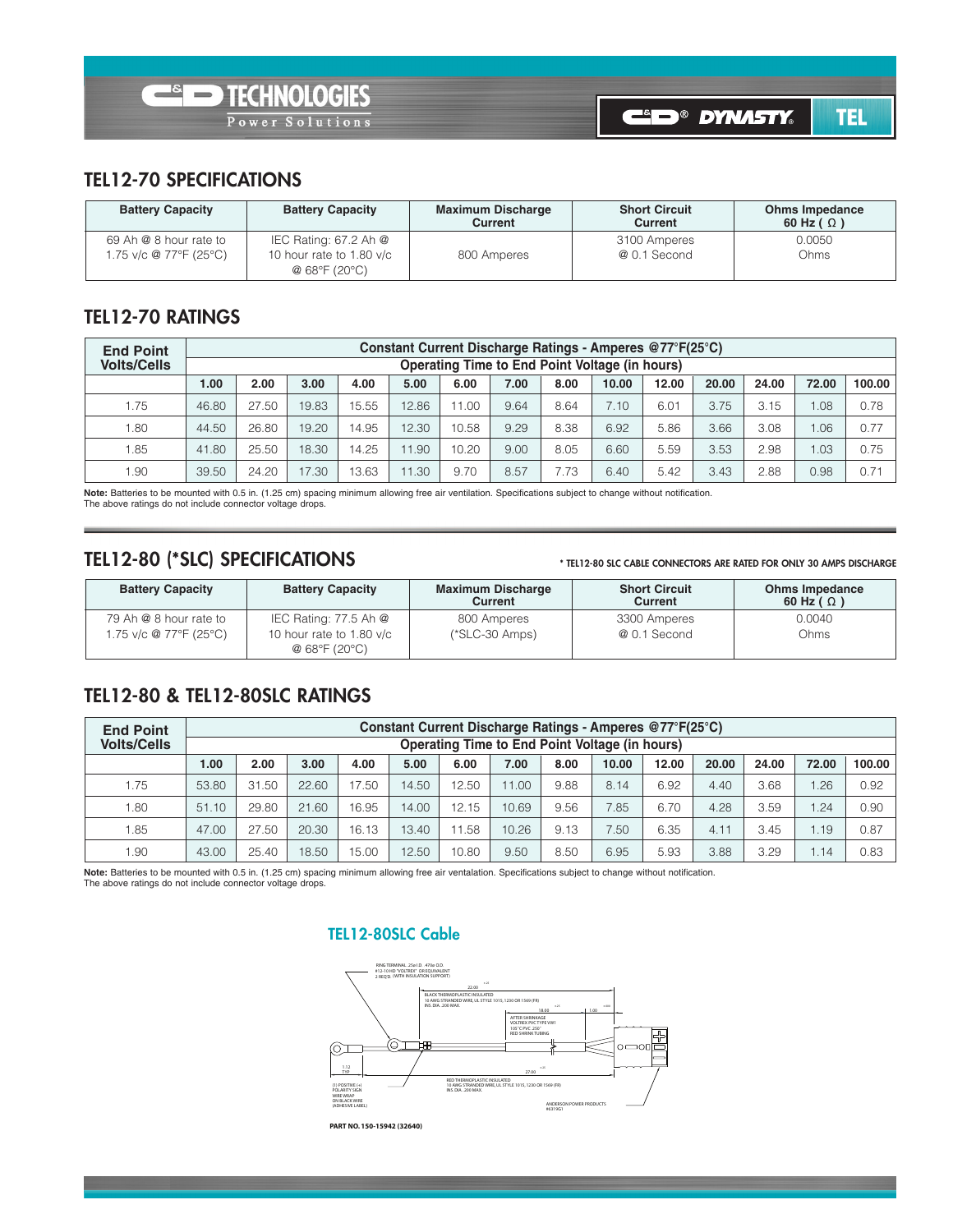## TEL12-70 SPECIFICATIONS

| Battery Capacity | Battery Capacity | Maximum Discharge Current | Short Circuit Current | Ohms Impedance 60 Hz ( Ω ) |
|---|---|---|---|---|
| 69 Ah @ 8 hour rate to 1.75 v/c @ 77°F (25°C) | IEC Rating: 67.2 Ah @ 10 hour rate to 1.80 v/c @ 68°F (20°C) | 800 Amperes | 3100 Amperes @ 0.1 Second | 0.0050 Ohms |

## TEL12-70 RATINGS

| End Point Volts/Cells | Constant Current Discharge Ratings - Amperes @77°F(25°C) Operating Time to End Point Voltage (in hours) | | | | | | | | | | | | | |
|---|---|---|---|---|---|---|---|---|---|---|---|---|---|---|
| | 1.00 | 2.00 | 3.00 | 4.00 | 5.00 | 6.00 | 7.00 | 8.00 | 10.00 | 12.00 | 20.00 | 24.00 | 72.00 | 100.00 |
| 1.75 | 46.80 | 27.50 | 19.83 | 15.55 | 12.86 | 11.00 | 9.64 | 8.64 | 7.10 | 6.01 | 3.75 | 3.15 | 1.08 | 0.78 |
| 1.80 | 44.50 | 26.80 | 19.20 | 14.95 | 12.30 | 10.58 | 9.29 | 8.38 | 6.92 | 5.86 | 3.66 | 3.08 | 1.06 | 0.77 |
| 1.85 | 41.80 | 25.50 | 18.30 | 14.25 | 11.90 | 10.20 | 9.00 | 8.05 | 6.60 | 5.59 | 3.53 | 2.98 | 1.03 | 0.75 |
| 1.90 | 39.50 | 24.20 | 17.30 | 13.63 | 11.30 | 9.70 | 8.57 | 7.73 | 6.40 | 5.42 | 3.43 | 2.88 | 0.98 | 0.71 |

**Note:** Batteries to be mounted with 0.5 in. (1.25 cm) spacing minimum allowing free air ventilation. Specifications subject to change without notification.
The above ratings do not include connector voltage drops.

## TEL12-80 (*SLC) SPECIFICATIONS

* TEL12-80 SLC CABLE CONNECTORS ARE RATED FOR ONLY 30 AMPS DISCHARGE

| Battery Capacity | Battery Capacity | Maximum Discharge Current | Short Circuit Current | Ohms Impedance 60 Hz ( Ω ) |
|---|---|---|---|---|
| 79 Ah @ 8 hour rate to 1.75 v/c @ 77°F (25°C) | IEC Rating: 77.5 Ah @ 10 hour rate to 1.80 v/c @ 68°F (20°C) | 800 Amperes (*SLC-30 Amps) | 3300 Amperes @ 0.1 Second | 0.0040 Ohms |

## TEL12-80 & TEL12-80SLC RATINGS

| End Point Volts/Cells | Constant Current Discharge Ratings - Amperes @77°F(25°C) Operating Time to End Point Voltage (in hours) | | | | | | | | | | | | | |
|---|---|---|---|---|---|---|---|---|---|---|---|---|---|---|
| | 1.00 | 2.00 | 3.00 | 4.00 | 5.00 | 6.00 | 7.00 | 8.00 | 10.00 | 12.00 | 20.00 | 24.00 | 72.00 | 100.00 |
| 1.75 | 53.80 | 31.50 | 22.60 | 17.50 | 14.50 | 12.50 | 11.00 | 9.88 | 8.14 | 6.92 | 4.40 | 3.68 | 1.26 | 0.92 |
| 1.80 | 51.10 | 29.80 | 21.60 | 16.95 | 14.00 | 12.15 | 10.69 | 9.56 | 7.85 | 6.70 | 4.28 | 3.59 | 1.24 | 0.90 |
| 1.85 | 47.00 | 27.50 | 20.30 | 16.13 | 13.40 | 11.58 | 10.26 | 9.13 | 7.50 | 6.35 | 4.11 | 3.45 | 1.19 | 0.87 |
| 1.90 | 43.00 | 25.40 | 18.50 | 15.00 | 12.50 | 10.80 | 9.50 | 8.50 | 6.95 | 5.93 | 3.88 | 3.29 | 1.14 | 0.83 |

**Note:** Batteries to be mounted with 0.5 in. (1.25 cm) spacing minimum allowing free air ventalation. Specifications subject to change without notification.
The above ratings do not include connector voltage drops.

### TEL12-80SLC Cable

RING TERMINAL .25εI.D. .470ε O.D. #12-10 HD "VOLTREX" OR EQUIVALENT 2 REQ'D. (WITH INSULATION SUPPORT)

22.00

BLACK THERMOPLASTIC INSULATED 10 AWG STRANDED WIRE, UL STYLE 1015, 1230 OR 1569 (FR) INS. DIA. .200 MAX.

18.00

1.00

AFTER SHRINKAGE VOLTREX PVC TYPE VW1 105°C PVC .250" RED SHRINK TUBING

1.12 TYP

27.00

(1) POSITIVE (+) POLARITY SIGN WIRE WRAP ON BLACK WIRE (ADHESIVE LABEL)

RED THERMOPLASTIC INSULATED 10 AWG STRANDED WIRE, UL STYLE 1015, 1230 OR 1569 (FR) INS. DIA. .200 MAX.

ANDERSON POWER PRODUCTS #6319G1

**PART NO. 150-15942 (32640)**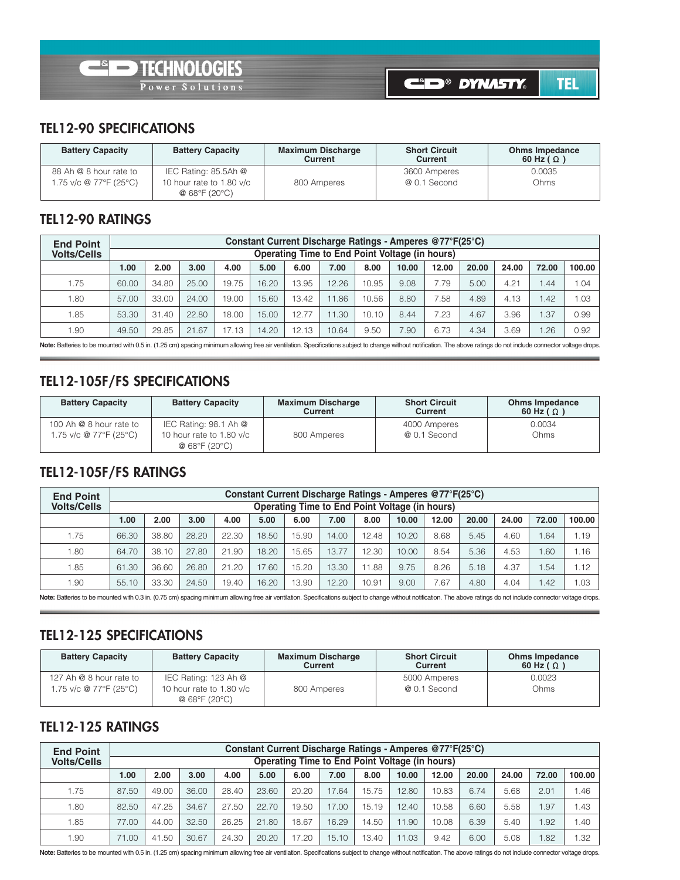## TEL12-90 SPECIFICATIONS

| Battery Capacity | Battery Capacity | Maximum Discharge Current | Short Circuit Current | Ohms Impedance 60 Hz ( Ω ) |
|---|---|---|---|---|
| 88 Ah @ 8 hour rate to 1.75 v/c @ 77°F (25°C) | IEC Rating: 85.5Ah @ 10 hour rate to 1.80 v/c @ 68°F (20°C) | 800 Amperes | 3600 Amperes @ 0.1 Second | 0.0035 Ohms |

## TEL12-90 RATINGS

| End Point Volts/Cells | Constant Current Discharge Ratings - Amperes @77°F(25°C) Operating Time to End Point Voltage (in hours) | | | | | | | | | | | | | |
|---|---|---|---|---|---|---|---|---|---|---|---|---|---|---|
| | 1.00 | 2.00 | 3.00 | 4.00 | 5.00 | 6.00 | 7.00 | 8.00 | 10.00 | 12.00 | 20.00 | 24.00 | 72.00 | 100.00 |
| 1.75 | 60.00 | 34.80 | 25.00 | 19.75 | 16.20 | 13.95 | 12.26 | 10.95 | 9.08 | 7.79 | 5.00 | 4.21 | 1.44 | 1.04 |
| 1.80 | 57.00 | 33.00 | 24.00 | 19.00 | 15.60 | 13.42 | 11.86 | 10.56 | 8.80 | 7.58 | 4.89 | 4.13 | 1.42 | 1.03 |
| 1.85 | 53.30 | 31.40 | 22.80 | 18.00 | 15.00 | 12.77 | 11.30 | 10.10 | 8.44 | 7.23 | 4.67 | 3.96 | 1.37 | 0.99 |
| 1.90 | 49.50 | 29.85 | 21.67 | 17.13 | 14.20 | 12.13 | 10.64 | 9.50 | 7.90 | 6.73 | 4.34 | 3.69 | 1.26 | 0.92 |

**Note:** Batteries to be mounted with 0.5 in. (1.25 cm) spacing minimum allowing free air ventilation. Specifications subject to change without notification. The above ratings do not include connector voltage drops.

## TEL12-105F/FS SPECIFICATIONS

| Battery Capacity | Battery Capacity | Maximum Discharge Current | Short Circuit Current | Ohms Impedance 60 Hz ( Ω ) |
|---|---|---|---|---|
| 100 Ah @ 8 hour rate to 1.75 v/c @ 77°F (25°C) | IEC Rating: 98.1 Ah @ 10 hour rate to 1.80 v/c @ 68°F (20°C) | 800 Amperes | 4000 Amperes @ 0.1 Second | 0.0034 Ohms |

## TEL12-105F/FS RATINGS

| End Point Volts/Cells | Constant Current Discharge Ratings - Amperes @77°F(25°C) Operating Time to End Point Voltage (in hours) | | | | | | | | | | | | | |
|---|---|---|---|---|---|---|---|---|---|---|---|---|---|---|
| | 1.00 | 2.00 | 3.00 | 4.00 | 5.00 | 6.00 | 7.00 | 8.00 | 10.00 | 12.00 | 20.00 | 24.00 | 72.00 | 100.00 |
| 1.75 | 66.30 | 38.80 | 28.20 | 22.30 | 18.50 | 15.90 | 14.00 | 12.48 | 10.20 | 8.68 | 5.45 | 4.60 | 1.64 | 1.19 |
| 1.80 | 64.70 | 38.10 | 27.80 | 21.90 | 18.20 | 15.65 | 13.77 | 12.30 | 10.00 | 8.54 | 5.36 | 4.53 | 1.60 | 1.16 |
| 1.85 | 61.30 | 36.60 | 26.80 | 21.20 | 17.60 | 15.20 | 13.30 | 11.88 | 9.75 | 8.26 | 5.18 | 4.37 | 1.54 | 1.12 |
| 1.90 | 55.10 | 33.30 | 24.50 | 19.40 | 16.20 | 13.90 | 12.20 | 10.91 | 9.00 | 7.67 | 4.80 | 4.04 | 1.42 | 1.03 |

**Note:** Batteries to be mounted with 0.3 in. (0.75 cm) spacing minimum allowing free air ventilation. Specifications subject to change without notification. The above ratings do not include connector voltage drops.

## TEL12-125 SPECIFICATIONS

| Battery Capacity | Battery Capacity | Maximum Discharge Current | Short Circuit Current | Ohms Impedance 60 Hz ( Ω ) |
|---|---|---|---|---|
| 127 Ah @ 8 hour rate to 1.75 v/c @ 77°F (25°C) | IEC Rating: 123 Ah @ 10 hour rate to 1.80 v/c @ 68°F (20°C) | 800 Amperes | 5000 Amperes @ 0.1 Second | 0.0023 Ohms |

## TEL12-125 RATINGS

| End Point Volts/Cells | Constant Current Discharge Ratings - Amperes @77°F(25°C) Operating Time to End Point Voltage (in hours) | | | | | | | | | | | | | |
|---|---|---|---|---|---|---|---|---|---|---|---|---|---|---|
| | 1.00 | 2.00 | 3.00 | 4.00 | 5.00 | 6.00 | 7.00 | 8.00 | 10.00 | 12.00 | 20.00 | 24.00 | 72.00 | 100.00 |
| 1.75 | 87.50 | 49.00 | 36.00 | 28.40 | 23.60 | 20.20 | 17.64 | 15.75 | 12.80 | 10.83 | 6.74 | 5.68 | 2.01 | 1.46 |
| 1.80 | 82.50 | 47.25 | 34.67 | 27.50 | 22.70 | 19.50 | 17.00 | 15.19 | 12.40 | 10.58 | 6.60 | 5.58 | 1.97 | 1.43 |
| 1.85 | 77.00 | 44.00 | 32.50 | 26.25 | 21.80 | 18.67 | 16.29 | 14.50 | 11.90 | 10.08 | 6.39 | 5.40 | 1.92 | 1.40 |
| 1.90 | 71.00 | 41.50 | 30.67 | 24.30 | 20.20 | 17.20 | 15.10 | 13.40 | 11.03 | 9.42 | 6.00 | 5.08 | 1.82 | 1.32 |

**Note:** Batteries to be mounted with 0.5 in. (1.25 cm) spacing minimum allowing free air ventilation. Specifications subject to change without notification. The above ratings do not include connector voltage drops.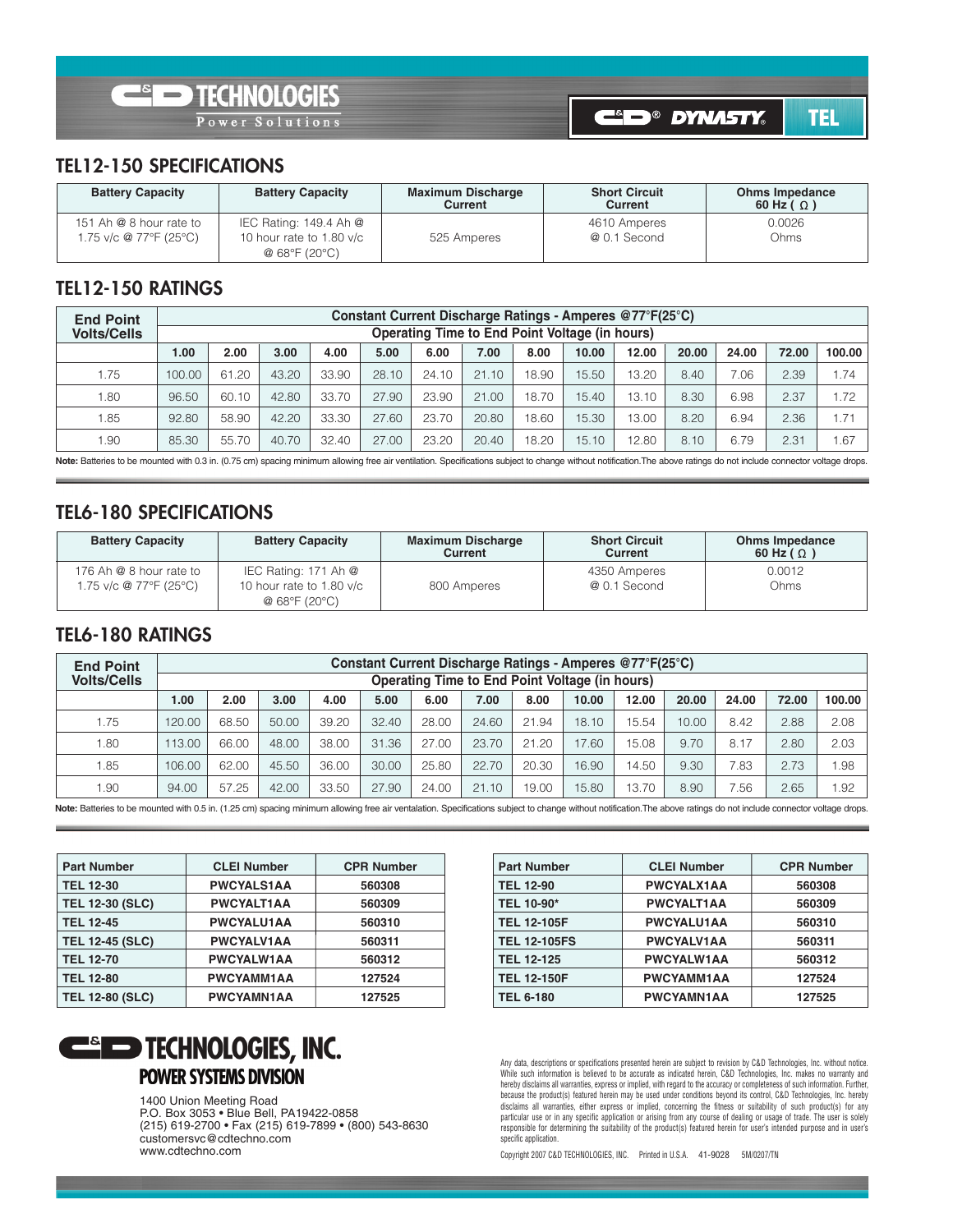C&D TECHNOLOGIES
Power Solutions

C&D® DYNASTY® TEL

## TEL12-150 SPECIFICATIONS

| Battery Capacity | Battery Capacity | Maximum Discharge Current | Short Circuit Current | Ohms Impedance 60 Hz ( Ω ) |
|---|---|---|---|---|
| 151 Ah @ 8 hour rate to 1.75 v/c @ 77°F (25°C) | IEC Rating: 149.4 Ah @ 10 hour rate to 1.80 v/c @ 68°F (20°C) | 525 Amperes | 4610 Amperes @ 0.1 Second | 0.0026 Ohms |

## TEL12-150 RATINGS

| End Point Volts/Cells | Constant Current Discharge Ratings - Amperes @77°F(25°C) Operating Time to End Point Voltage (in hours) | | | | | | | | | | | | | |
|---|---|---|---|---|---|---|---|---|---|---|---|---|---|---|
| | 1.00 | 2.00 | 3.00 | 4.00 | 5.00 | 6.00 | 7.00 | 8.00 | 10.00 | 12.00 | 20.00 | 24.00 | 72.00 | 100.00 |
| 1.75 | 100.00 | 61.20 | 43.20 | 33.90 | 28.10 | 24.10 | 21.10 | 18.90 | 15.50 | 13.20 | 8.40 | 7.06 | 2.39 | 1.74 |
| 1.80 | 96.50 | 60.10 | 42.80 | 33.70 | 27.90 | 23.90 | 21.00 | 18.70 | 15.40 | 13.10 | 8.30 | 6.98 | 2.37 | 1.72 |
| 1.85 | 92.80 | 58.90 | 42.20 | 33.30 | 27.60 | 23.70 | 20.80 | 18.60 | 15.30 | 13.00 | 8.20 | 6.94 | 2.36 | 1.71 |
| 1.90 | 85.30 | 55.70 | 40.70 | 32.40 | 27.00 | 23.20 | 20.40 | 18.20 | 15.10 | 12.80 | 8.10 | 6.79 | 2.31 | 1.67 |

**Note:** Batteries to be mounted with 0.3 in. (0.75 cm) spacing minimum allowing free air ventilation. Specifications subject to change without notification.The above ratings do not include connector voltage drops.

## TEL6-180 SPECIFICATIONS

| Battery Capacity | Battery Capacity | Maximum Discharge Current | Short Circuit Current | Ohms Impedance 60 Hz ( Ω ) |
|---|---|---|---|---|
| 176 Ah @ 8 hour rate to 1.75 v/c @ 77°F (25°C) | IEC Rating: 171 Ah @ 10 hour rate to 1.80 v/c @ 68°F (20°C) | 800 Amperes | 4350 Amperes @ 0.1 Second | 0.0012 Ohms |

## TEL6-180 RATINGS

| End Point Volts/Cells | Constant Current Discharge Ratings - Amperes @77°F(25°C) Operating Time to End Point Voltage (in hours) | | | | | | | | | | | | | |
|---|---|---|---|---|---|---|---|---|---|---|---|---|---|---|
| | 1.00 | 2.00 | 3.00 | 4.00 | 5.00 | 6.00 | 7.00 | 8.00 | 10.00 | 12.00 | 20.00 | 24.00 | 72.00 | 100.00 |
| 1.75 | 120.00 | 68.50 | 50.00 | 39.20 | 32.40 | 28.00 | 24.60 | 21.94 | 18.10 | 15.54 | 10.00 | 8.42 | 2.88 | 2.08 |
| 1.80 | 113.00 | 66.00 | 48.00 | 38.00 | 31.36 | 27.00 | 23.70 | 21.20 | 17.60 | 15.08 | 9.70 | 8.17 | 2.80 | 2.03 |
| 1.85 | 106.00 | 62.00 | 45.50 | 36.00 | 30.00 | 25.80 | 22.70 | 20.30 | 16.90 | 14.50 | 9.30 | 7.83 | 2.73 | 1.98 |
| 1.90 | 94.00 | 57.25 | 42.00 | 33.50 | 27.90 | 24.00 | 21.10 | 19.00 | 15.80 | 13.70 | 8.90 | 7.56 | 2.65 | 1.92 |

**Note:** Batteries to be mounted with 0.5 in. (1.25 cm) spacing minimum allowing free air ventalation. Specifications subject to change without notification.The above ratings do not include connector voltage drops.

| Part Number | CLEI Number | CPR Number |
|---|---|---|
| TEL 12-30 | PWCYALS1AA | 560308 |
| TEL 12-30 (SLC) | PWCYALT1AA | 560309 |
| TEL 12-45 | PWCYALU1AA | 560310 |
| TEL 12-45 (SLC) | PWCYALV1AA | 560311 |
| TEL 12-70 | PWCYALW1AA | 560312 |
| TEL 12-80 | PWCYAMM1AA | 127524 |
| TEL 12-80 (SLC) | PWCYAMN1AA | 127525 |

| Part Number | CLEI Number | CPR Number |
|---|---|---|
| TEL 12-90 | PWCYALX1AA | 560308 |
| TEL 10-90* | PWCYALT1AA | 560309 |
| TEL 12-105F | PWCYALU1AA | 560310 |
| TEL 12-105FS | PWCYALV1AA | 560311 |
| TEL 12-125 | PWCYALW1AA | 560312 |
| TEL 12-150F | PWCYAMM1AA | 127524 |
| TEL 6-180 | PWCYAMN1AA | 127525 |

**C&D TECHNOLOGIES, INC.**
**POWER SYSTEMS DIVISION**

1400 Union Meeting Road
P.O. Box 3053 • Blue Bell, PA19422-0858
(215) 619-2700 • Fax (215) 619-7899 • (800) 543-8630
customersvc@cdtechno.com
www.cdtechno.com

Any data, descriptions or specifications presented herein are subject to revision by C&D Technologies, Inc. without notice. While such information is believed to be accurate as indicated herein, C&D Technologies, Inc. makes no warranty and hereby disclaims all warranties, express or implied, with regard to the accuracy or completeness of such information. Further, because the product(s) featured herein may be used under conditions beyond its control, C&D Technologies, Inc. hereby disclaims all warranties, either express or implied, concerning the fitness or suitability of such product(s) for any particular use or in any specific application or arising from any course of dealing or usage of trade. The user is solely responsible for determining the suitability of the product(s) featured herein for user's intended purpose and in user's specific application.

Copyright 2007 C&D TECHNOLOGIES, INC. Printed in U.S.A. 41-9028 5M/0207/TN